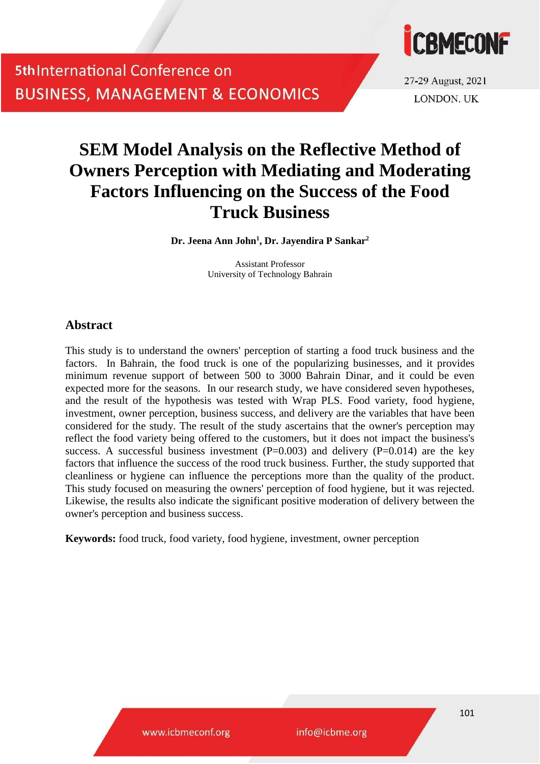# SEM Model Analysis on the Reflective Method of Owners Perception with Mediating and Moderating Factors Influencing on the Success of the Food Truck Business

**Dr. Jeena Ann John[1], Dr. Jayendira P Sankar[2]**

Assistant Professor
University of Technology Bahrain

## Abstract

This study is to understand the owners' perception of starting a food truck business and the factors. In Bahrain, the food truck is one of the popularizing businesses, and it provides minimum revenue support of between 500 to 3000 Bahrain Dinar, and it could be even expected more for the seasons. In our research study, we have considered seven hypotheses, and the result of the hypothesis was tested with Wrap PLS. Food variety, food hygiene, investment, owner perception, business success, and delivery are the variables that have been considered for the study. The result of the study ascertains that the owner's perception may reflect the food variety being offered to the customers, but it does not impact the business's success. A successful business investment (P=0.003) and delivery (P=0.014) are the key factors that influence the success of the rood truck business. Further, the study supported that cleanliness or hygiene can influence the perceptions more than the quality of the product. This study focused on measuring the owners' perception of food hygiene, but it was rejected. Likewise, the results also indicate the significant positive moderation of delivery between the owner's perception and business success.

**Keywords:** food truck, food variety, food hygiene, investment, owner perception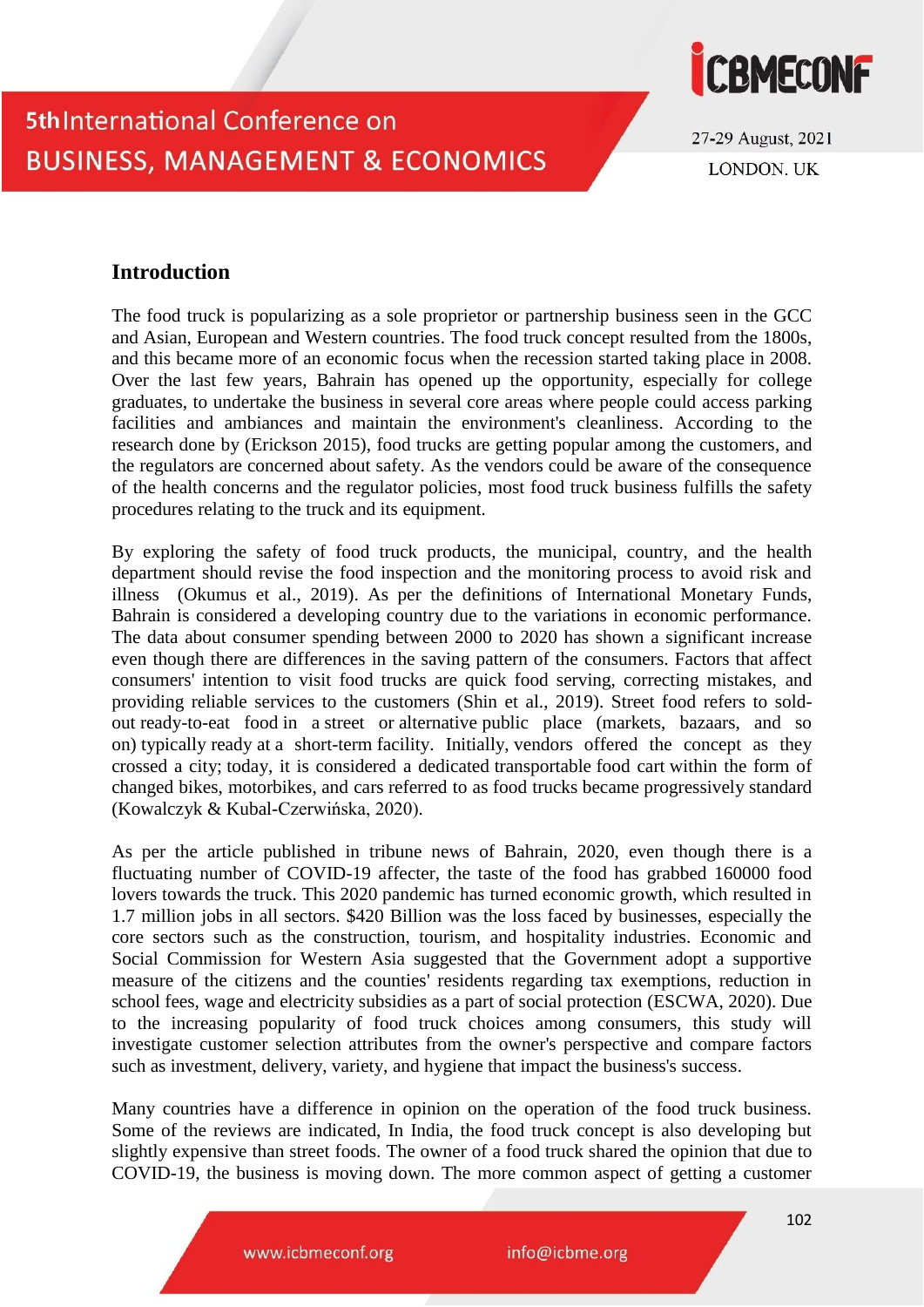## Introduction

The food truck is popularizing as a sole proprietor or partnership business seen in the GCC and Asian, European and Western countries. The food truck concept resulted from the 1800s, and this became more of an economic focus when the recession started taking place in 2008. Over the last few years, Bahrain has opened up the opportunity, especially for college graduates, to undertake the business in several core areas where people could access parking facilities and ambiances and maintain the environment's cleanliness. According to the research done by (Erickson 2015), food trucks are getting popular among the customers, and the regulators are concerned about safety. As the vendors could be aware of the consequence of the health concerns and the regulator policies, most food truck business fulfills the safety procedures relating to the truck and its equipment.

By exploring the safety of food truck products, the municipal, country, and the health department should revise the food inspection and the monitoring process to avoid risk and illness (Okumus et al., 2019). As per the definitions of International Monetary Funds, Bahrain is considered a developing country due to the variations in economic performance. The data about consumer spending between 2000 to 2020 has shown a significant increase even though there are differences in the saving pattern of the consumers. Factors that affect consumers' intention to visit food trucks are quick food serving, correcting mistakes, and providing reliable services to the customers (Shin et al., 2019). Street food refers to sold-out ready-to-eat food in a street or alternative public place (markets, bazaars, and so on) typically ready at a short-term facility. Initially, vendors offered the concept as they crossed a city; today, it is considered a dedicated transportable food cart within the form of changed bikes, motorbikes, and cars referred to as food trucks became progressively standard (Kowalczyk & Kubal-Czerwińska, 2020).

As per the article published in tribune news of Bahrain, 2020, even though there is a fluctuating number of COVID-19 affecter, the taste of the food has grabbed 160000 food lovers towards the truck. This 2020 pandemic has turned economic growth, which resulted in 1.7 million jobs in all sectors. $420 Billion was the loss faced by businesses, especially the core sectors such as the construction, tourism, and hospitality industries. Economic and Social Commission for Western Asia suggested that the Government adopt a supportive measure of the citizens and the counties' residents regarding tax exemptions, reduction in school fees, wage and electricity subsidies as a part of social protection (ESCWA, 2020). Due to the increasing popularity of food truck choices among consumers, this study will investigate customer selection attributes from the owner's perspective and compare factors such as investment, delivery, variety, and hygiene that impact the business's success.

Many countries have a difference in opinion on the operation of the food truck business. Some of the reviews are indicated, In India, the food truck concept is also developing but slightly expensive than street foods. The owner of a food truck shared the opinion that due to COVID-19, the business is moving down. The more common aspect of getting a customer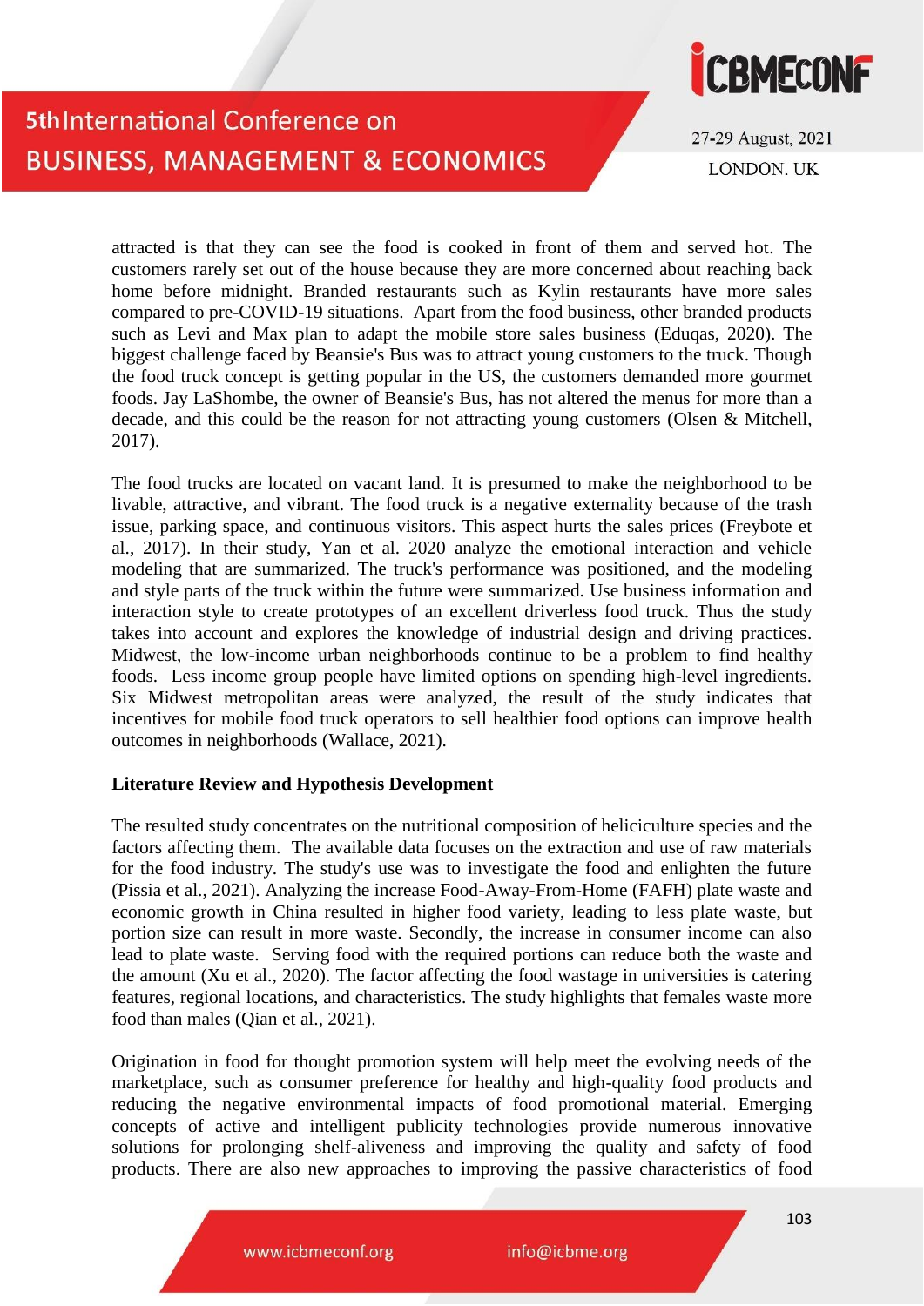attracted is that they can see the food is cooked in front of them and served hot. The customers rarely set out of the house because they are more concerned about reaching back home before midnight. Branded restaurants such as Kylin restaurants have more sales compared to pre-COVID-19 situations. Apart from the food business, other branded products such as Levi and Max plan to adapt the mobile store sales business (Eduqas, 2020). The biggest challenge faced by Beansie's Bus was to attract young customers to the truck. Though the food truck concept is getting popular in the US, the customers demanded more gourmet foods. Jay LaShombe, the owner of Beansie's Bus, has not altered the menus for more than a decade, and this could be the reason for not attracting young customers (Olsen & Mitchell, 2017).

The food trucks are located on vacant land. It is presumed to make the neighborhood to be livable, attractive, and vibrant. The food truck is a negative externality because of the trash issue, parking space, and continuous visitors. This aspect hurts the sales prices (Freybote et al., 2017). In their study, Yan et al. 2020 analyze the emotional interaction and vehicle modeling that are summarized. The truck's performance was positioned, and the modeling and style parts of the truck within the future were summarized. Use business information and interaction style to create prototypes of an excellent driverless food truck. Thus the study takes into account and explores the knowledge of industrial design and driving practices. Midwest, the low-income urban neighborhoods continue to be a problem to find healthy foods. Less income group people have limited options on spending high-level ingredients. Six Midwest metropolitan areas were analyzed, the result of the study indicates that incentives for mobile food truck operators to sell healthier food options can improve health outcomes in neighborhoods (Wallace, 2021).

**Literature Review and Hypothesis Development**

The resulted study concentrates on the nutritional composition of heliciculture species and the factors affecting them. The available data focuses on the extraction and use of raw materials for the food industry. The study's use was to investigate the food and enlighten the future (Pissia et al., 2021). Analyzing the increase Food-Away-From-Home (FAFH) plate waste and economic growth in China resulted in higher food variety, leading to less plate waste, but portion size can result in more waste. Secondly, the increase in consumer income can also lead to plate waste. Serving food with the required portions can reduce both the waste and the amount (Xu et al., 2020). The factor affecting the food wastage in universities is catering features, regional locations, and characteristics. The study highlights that females waste more food than males (Qian et al., 2021).

Origination in food for thought promotion system will help meet the evolving needs of the marketplace, such as consumer preference for healthy and high-quality food products and reducing the negative environmental impacts of food promotional material. Emerging concepts of active and intelligent publicity technologies provide numerous innovative solutions for prolonging shelf-aliveness and improving the quality and safety of food products. There are also new approaches to improving the passive characteristics of food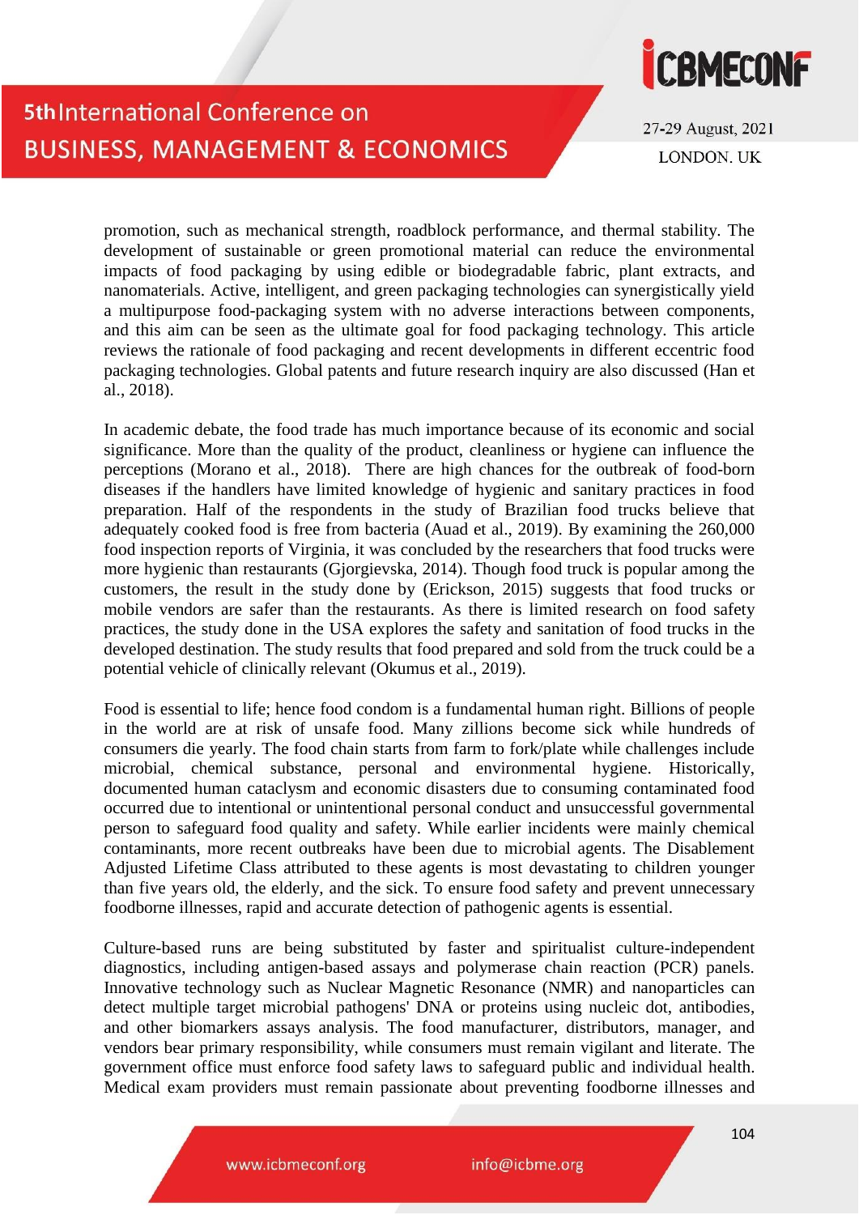promotion, such as mechanical strength, roadblock performance, and thermal stability. The development of sustainable or green promotional material can reduce the environmental impacts of food packaging by using edible or biodegradable fabric, plant extracts, and nanomaterials. Active, intelligent, and green packaging technologies can synergistically yield a multipurpose food-packaging system with no adverse interactions between components, and this aim can be seen as the ultimate goal for food packaging technology. This article reviews the rationale of food packaging and recent developments in different eccentric food packaging technologies. Global patents and future research inquiry are also discussed (Han et al., 2018).

In academic debate, the food trade has much importance because of its economic and social significance. More than the quality of the product, cleanliness or hygiene can influence the perceptions (Morano et al., 2018). There are high chances for the outbreak of food-born diseases if the handlers have limited knowledge of hygienic and sanitary practices in food preparation. Half of the respondents in the study of Brazilian food trucks believe that adequately cooked food is free from bacteria (Auad et al., 2019). By examining the 260,000 food inspection reports of Virginia, it was concluded by the researchers that food trucks were more hygienic than restaurants (Gjorgievska, 2014). Though food truck is popular among the customers, the result in the study done by (Erickson, 2015) suggests that food trucks or mobile vendors are safer than the restaurants. As there is limited research on food safety practices, the study done in the USA explores the safety and sanitation of food trucks in the developed destination. The study results that food prepared and sold from the truck could be a potential vehicle of clinically relevant (Okumus et al., 2019).

Food is essential to life; hence food condom is a fundamental human right. Billions of people in the world are at risk of unsafe food. Many zillions become sick while hundreds of consumers die yearly. The food chain starts from farm to fork/plate while challenges include microbial, chemical substance, personal and environmental hygiene. Historically, documented human cataclysm and economic disasters due to consuming contaminated food occurred due to intentional or unintentional personal conduct and unsuccessful governmental person to safeguard food quality and safety. While earlier incidents were mainly chemical contaminants, more recent outbreaks have been due to microbial agents. The Disablement Adjusted Lifetime Class attributed to these agents is most devastating to children younger than five years old, the elderly, and the sick. To ensure food safety and prevent unnecessary foodborne illnesses, rapid and accurate detection of pathogenic agents is essential.

Culture-based runs are being substituted by faster and spiritualist culture-independent diagnostics, including antigen-based assays and polymerase chain reaction (PCR) panels. Innovative technology such as Nuclear Magnetic Resonance (NMR) and nanoparticles can detect multiple target microbial pathogens' DNA or proteins using nucleic dot, antibodies, and other biomarkers assays analysis. The food manufacturer, distributors, manager, and vendors bear primary responsibility, while consumers must remain vigilant and literate. The government office must enforce food safety laws to safeguard public and individual health. Medical exam providers must remain passionate about preventing foodborne illnesses and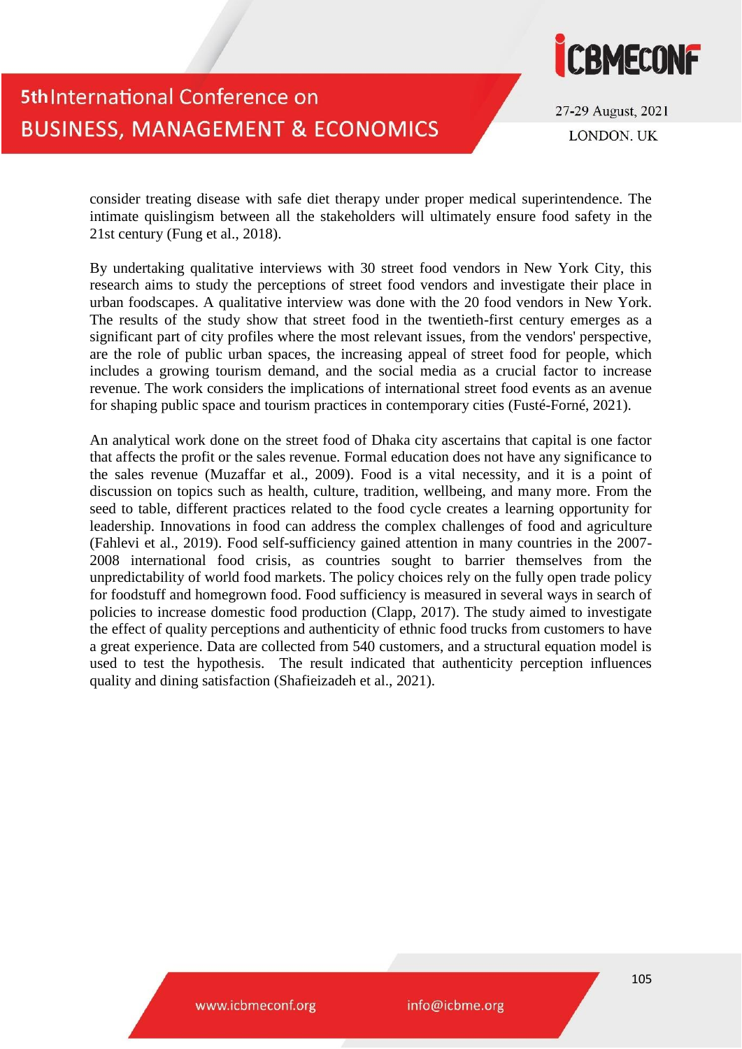consider treating disease with safe diet therapy under proper medical superintendence. The intimate quislingism between all the stakeholders will ultimately ensure food safety in the 21st century (Fung et al., 2018).

By undertaking qualitative interviews with 30 street food vendors in New York City, this research aims to study the perceptions of street food vendors and investigate their place in urban foodscapes. A qualitative interview was done with the 20 food vendors in New York. The results of the study show that street food in the twentieth-first century emerges as a significant part of city profiles where the most relevant issues, from the vendors' perspective, are the role of public urban spaces, the increasing appeal of street food for people, which includes a growing tourism demand, and the social media as a crucial factor to increase revenue. The work considers the implications of international street food events as an avenue for shaping public space and tourism practices in contemporary cities (Fusté-Forné, 2021).

An analytical work done on the street food of Dhaka city ascertains that capital is one factor that affects the profit or the sales revenue. Formal education does not have any significance to the sales revenue (Muzaffar et al., 2009). Food is a vital necessity, and it is a point of discussion on topics such as health, culture, tradition, wellbeing, and many more. From the seed to table, different practices related to the food cycle creates a learning opportunity for leadership. Innovations in food can address the complex challenges of food and agriculture (Fahlevi et al., 2019). Food self-sufficiency gained attention in many countries in the 2007-2008 international food crisis, as countries sought to barrier themselves from the unpredictability of world food markets. The policy choices rely on the fully open trade policy for foodstuff and homegrown food. Food sufficiency is measured in several ways in search of policies to increase domestic food production (Clapp, 2017). The study aimed to investigate the effect of quality perceptions and authenticity of ethnic food trucks from customers to have a great experience. Data are collected from 540 customers, and a structural equation model is used to test the hypothesis. The result indicated that authenticity perception influences quality and dining satisfaction (Shafieizadeh et al., 2021).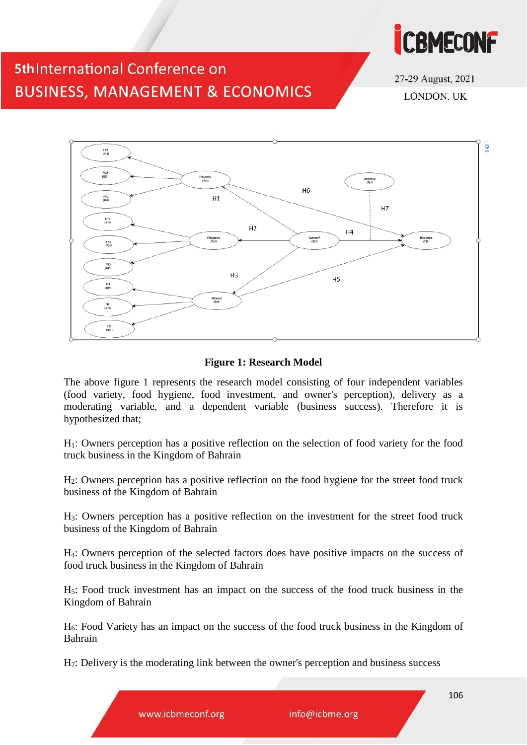**Figure 1: Research Model**

The above figure 1 represents the research model consisting of four independent variables (food variety, food hygiene, food investment, and owner's perception), delivery as a moderating variable, and a dependent variable (business success). Therefore it is hypothesized that;

$H_1$: Owners perception has a positive reflection on the selection of food variety for the food truck business in the Kingdom of Bahrain

$H_2$: Owners perception has a positive reflection on the food hygiene for the street food truck business of the Kingdom of Bahrain

$H_3$: Owners perception has a positive reflection on the investment for the street food truck business of the Kingdom of Bahrain

$H_4$: Owners perception of the selected factors does have positive impacts on the success of food truck business in the Kingdom of Bahrain

$H_5$: Food truck investment has an impact on the success of the food truck business in the Kingdom of Bahrain

$H_6$: Food Variety has an impact on the success of the food truck business in the Kingdom of Bahrain

$H_7$: Delivery is the moderating link between the owner's perception and business success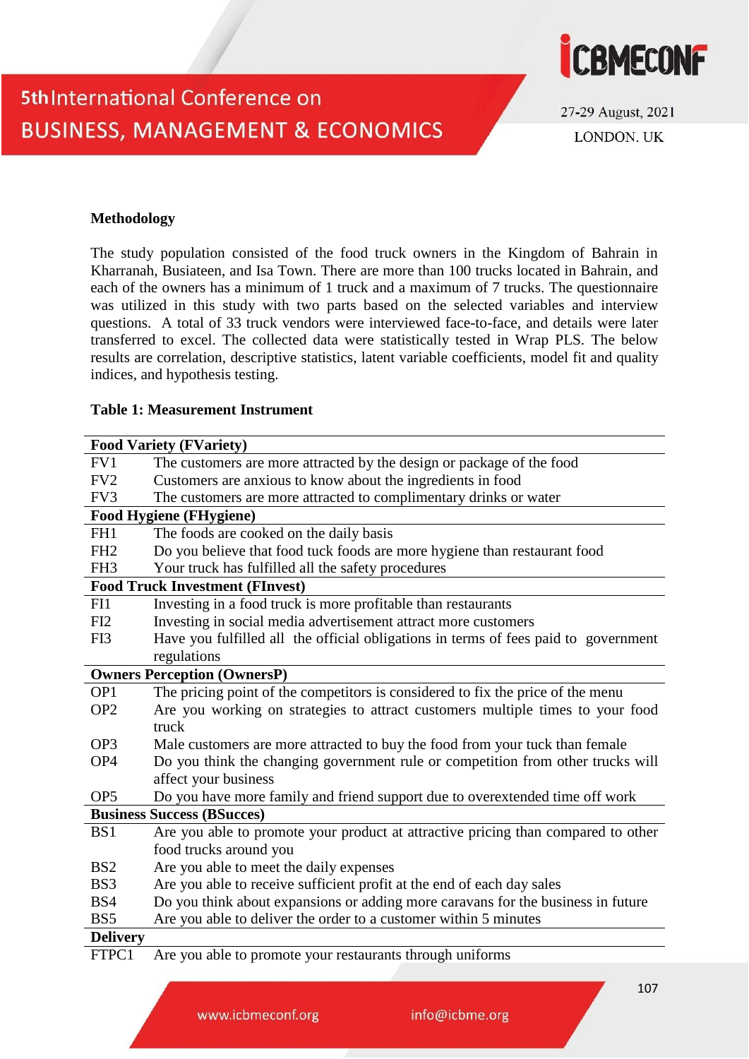**Methodology**

The study population consisted of the food truck owners in the Kingdom of Bahrain in Kharranah, Busiateen, and Isa Town. There are more than 100 trucks located in Bahrain, and each of the owners has a minimum of 1 truck and a maximum of 7 trucks. The questionnaire was utilized in this study with two parts based on the selected variables and interview questions. A total of 33 truck vendors were interviewed face-to-face, and details were later transferred to excel. The collected data were statistically tested in Wrap PLS. The below results are correlation, descriptive statistics, latent variable coefficients, model fit and quality indices, and hypothesis testing.

**Table 1: Measurement Instrument**

| **Food Variety (FVariety)** | |
|---|---|
| FV1 | The customers are more attracted by the design or package of the food |
| FV2 | Customers are anxious to know about the ingredients in food |
| FV3 | The customers are more attracted to complimentary drinks or water |
| **Food Hygiene (FHygiene)** | |
| FH1 | The foods are cooked on the daily basis |
| FH2 | Do you believe that food tuck foods are more hygiene than restaurant food |
| FH3 | Your truck has fulfilled all the safety procedures |
| **Food Truck Investment (FInvest)** | |
| FI1 | Investing in a food truck is more profitable than restaurants |
| FI2 | Investing in social media advertisement attract more customers |
| FI3 | Have you fulfilled all the official obligations in terms of fees paid to government regulations |
| **Owners Perception (OwnersP)** | |
| OP1 | The pricing point of the competitors is considered to fix the price of the menu |
| OP2 | Are you working on strategies to attract customers multiple times to your food truck |
| OP3 | Male customers are more attracted to buy the food from your tuck than female |
| OP4 | Do you think the changing government rule or competition from other trucks will affect your business |
| OP5 | Do you have more family and friend support due to overextended time off work |
| **Business Success (BSucces)** | |
| BS1 | Are you able to promote your product at attractive pricing than compared to other food trucks around you |
| BS2 | Are you able to meet the daily expenses |
| BS3 | Are you able to receive sufficient profit at the end of each day sales |
| BS4 | Do you think about expansions or adding more caravans for the business in future |
| BS5 | Are you able to deliver the order to a customer within 5 minutes |
| **Delivery** | |
| FTPC1 | Are you able to promote your restaurants through uniforms |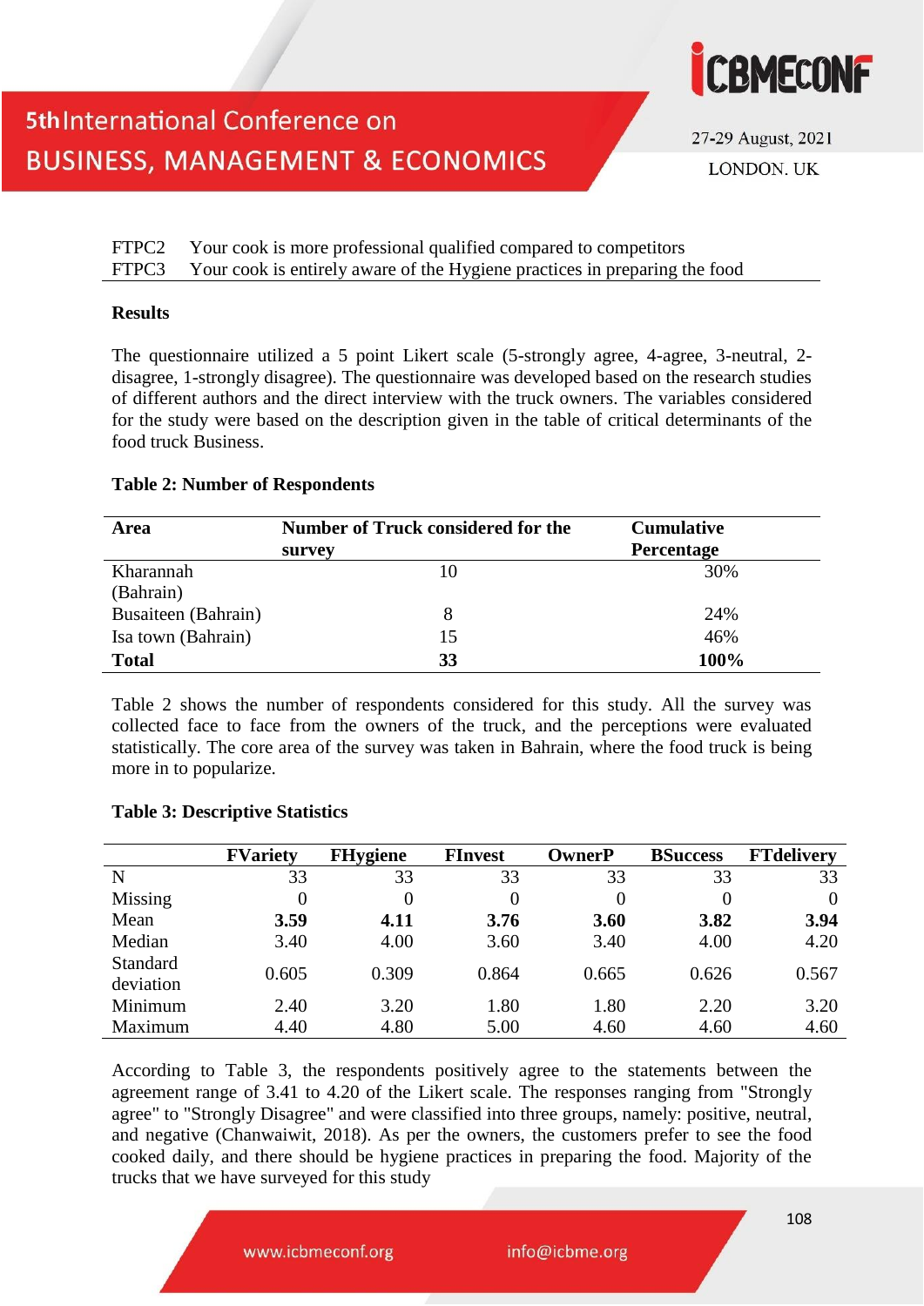| | |
|---|---|
| FTPC2 | Your cook is more professional qualified compared to competitors |
| FTPC3 | Your cook is entirely aware of the Hygiene practices in preparing the food |

**Results**

The questionnaire utilized a 5 point Likert scale (5-strongly agree, 4-agree, 3-neutral, 2-disagree, 1-strongly disagree). The questionnaire was developed based on the research studies of different authors and the direct interview with the truck owners. The variables considered for the study were based on the description given in the table of critical determinants of the food truck Business.

**Table 2: Number of Respondents**

| Area | Number of Truck considered for the survey | Cumulative Percentage |
|---|---|---|
| Kharannah (Bahrain) | 10 | 30% |
| Busaiteen (Bahrain) | 8 | 24% |
| Isa town (Bahrain) | 15 | 46% |
| **Total** | **33** | **100%** |

Table 2 shows the number of respondents considered for this study. All the survey was collected face to face from the owners of the truck, and the perceptions were evaluated statistically. The core area of the survey was taken in Bahrain, where the food truck is being more in to popularize.

**Table 3: Descriptive Statistics**

| | FVariety | FHygiene | FInvest | OwnerP | BSuccess | FTdelivery |
|---|---|---|---|---|---|---|
| N | 33 | 33 | 33 | 33 | 33 | 33 |
| Missing | 0 | 0 | 0 | 0 | 0 | 0 |
| Mean | **3.59** | **4.11** | **3.76** | **3.60** | **3.82** | **3.94** |
| Median | 3.40 | 4.00 | 3.60 | 3.40 | 4.00 | 4.20 |
| Standard deviation | 0.605 | 0.309 | 0.864 | 0.665 | 0.626 | 0.567 |
| Minimum | 2.40 | 3.20 | 1.80 | 1.80 | 2.20 | 3.20 |
| Maximum | 4.40 | 4.80 | 5.00 | 4.60 | 4.60 | 4.60 |

According to Table 3, the respondents positively agree to the statements between the agreement range of 3.41 to 4.20 of the Likert scale. The responses ranging from "Strongly agree" to "Strongly Disagree" and were classified into three groups, namely: positive, neutral, and negative (Chanwaiwit, 2018). As per the owners, the customers prefer to see the food cooked daily, and there should be hygiene practices in preparing the food. Majority of the trucks that we have surveyed for this study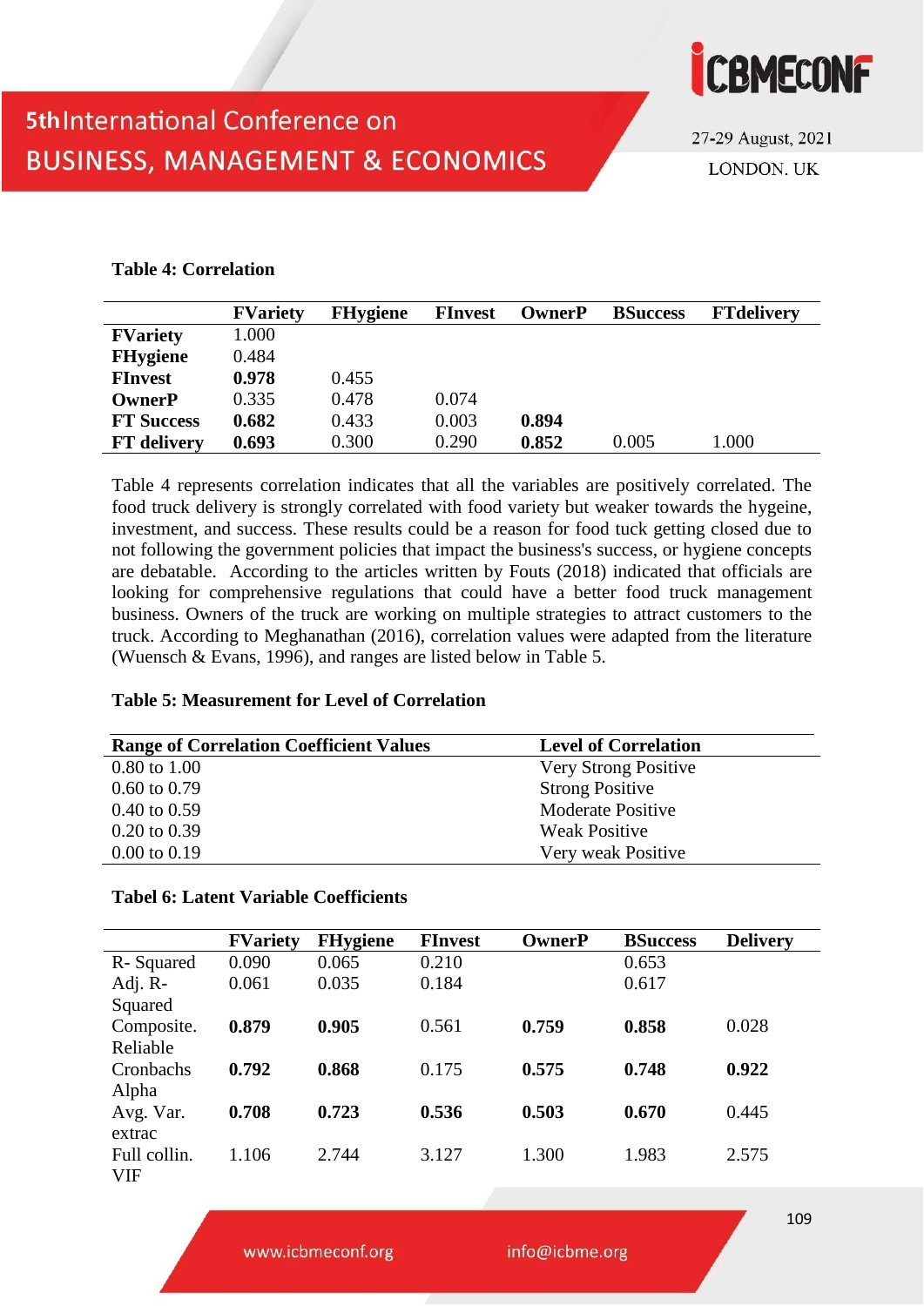**Table 4: Correlation**

| | FVariety | FHygiene | FInvest | OwnerP | BSuccess | FTdelivery |
|---|---|---|---|---|---|---|
| **FVariety** | 1.000 | | | | | |
| **FHygiene** | 0.484 | | | | | |
| **FInvest** | **0.978** | 0.455 | | | | |
| **OwnerP** | 0.335 | 0.478 | 0.074 | | | |
| **FT Success** | **0.682** | 0.433 | 0.003 | **0.894** | | |
| **FT delivery** | **0.693** | 0.300 | 0.290 | **0.852** | 0.005 | 1.000 |

Table 4 represents correlation indicates that all the variables are positively correlated. The food truck delivery is strongly correlated with food variety but weaker towards the hygeine, investment, and success. These results could be a reason for food tuck getting closed due to not following the government policies that impact the business's success, or hygiene concepts are debatable. According to the articles written by Fouts (2018) indicated that officials are looking for comprehensive regulations that could have a better food truck management business. Owners of the truck are working on multiple strategies to attract customers to the truck. According to Meghanathan (2016), correlation values were adapted from the literature (Wuensch & Evans, 1996), and ranges are listed below in Table 5.

**Table 5: Measurement for Level of Correlation**

| Range of Correlation Coefficient Values | Level of Correlation |
|---|---|
| 0.80 to 1.00 | Very Strong Positive |
| 0.60 to 0.79 | Strong Positive |
| 0.40 to 0.59 | Moderate Positive |
| 0.20 to 0.39 | Weak Positive |
| 0.00 to 0.19 | Very weak Positive |

**Tabel 6: Latent Variable Coefficients**

| | FVariety | FHygiene | FInvest | OwnerP | BSuccess | Delivery |
|---|---|---|---|---|---|---|
| R- Squared | 0.090 | 0.065 | 0.210 | | 0.653 | |
| Adj. R-Squared | 0.061 | 0.035 | 0.184 | | 0.617 | |
| Composite. Reliable | **0.879** | **0.905** | 0.561 | **0.759** | **0.858** | 0.028 |
| Cronbachs Alpha | **0.792** | **0.868** | 0.175 | **0.575** | **0.748** | **0.922** |
| Avg. Var. extrac | **0.708** | **0.723** | **0.536** | **0.503** | **0.670** | 0.445 |
| Full collin. VIF | 1.106 | 2.744 | 3.127 | 1.300 | 1.983 | 2.575 |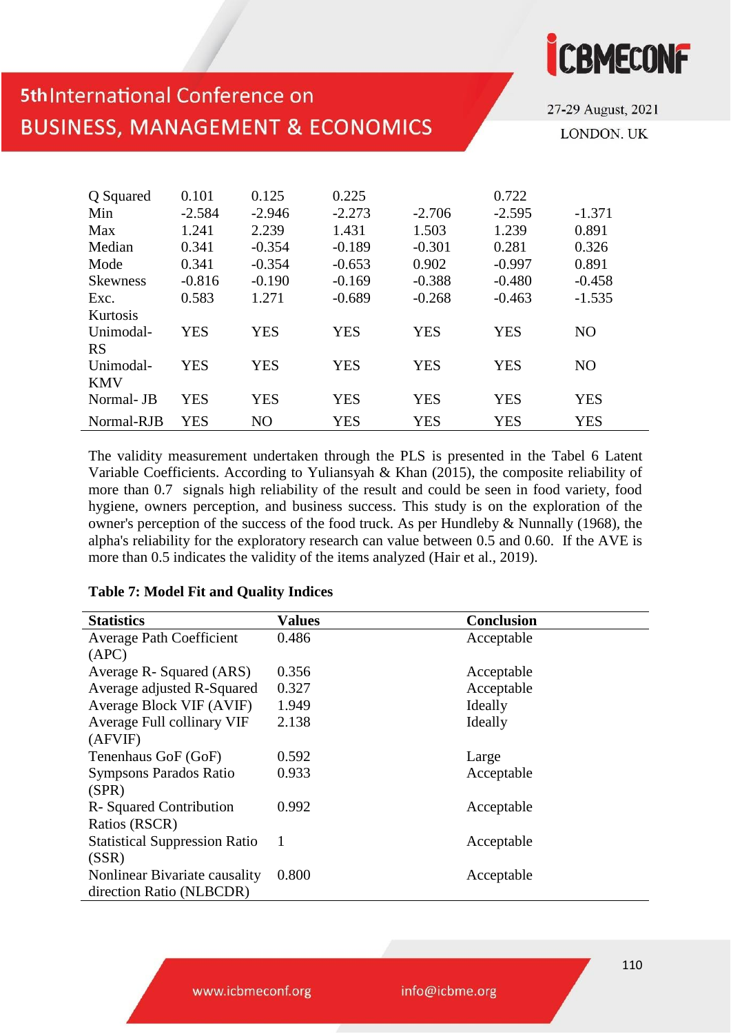| | | | | | | |
|---|---|---|---|---|---|---|
| Q Squared | 0.101 | 0.125 | 0.225 | | 0.722 | |
| Min | -2.584 | -2.946 | -2.273 | -2.706 | -2.595 | -1.371 |
| Max | 1.241 | 2.239 | 1.431 | 1.503 | 1.239 | 0.891 |
| Median | 0.341 | -0.354 | -0.189 | -0.301 | 0.281 | 0.326 |
| Mode | 0.341 | -0.354 | -0.653 | 0.902 | -0.997 | 0.891 |
| Skewness | -0.816 | -0.190 | -0.169 | -0.388 | -0.480 | -0.458 |
| Exc. Kurtosis | 0.583 | 1.271 | -0.689 | -0.268 | -0.463 | -1.535 |
| Unimodal-RS | YES | YES | YES | YES | YES | NO |
| Unimodal-KMV | YES | YES | YES | YES | YES | NO |
| Normal- JB | YES | YES | YES | YES | YES | YES |
| Normal-RJB | YES | NO | YES | YES | YES | YES |

The validity measurement undertaken through the PLS is presented in the Tabel 6 Latent Variable Coefficients. According to Yuliansyah & Khan (2015), the composite reliability of more than 0.7 signals high reliability of the result and could be seen in food variety, food hygiene, owners perception, and business success. This study is on the exploration of the owner's perception of the success of the food truck. As per Hundleby & Nunnally (1968), the alpha's reliability for the exploratory research can value between 0.5 and 0.60. If the AVE is more than 0.5 indicates the validity of the items analyzed (Hair et al., 2019).

**Table 7: Model Fit and Quality Indices**

| Statistics | Values | Conclusion |
|---|---|---|
| Average Path Coefficient (APC) | 0.486 | Acceptable |
| Average R- Squared (ARS) | 0.356 | Acceptable |
| Average adjusted R-Squared | 0.327 | Acceptable |
| Average Block VIF (AVIF) | 1.949 | Ideally |
| Average Full collinary VIF (AFVIF) | 2.138 | Ideally |
| Tenenhaus GoF (GoF) | 0.592 | Large |
| Sympsons Parados Ratio (SPR) | 0.933 | Acceptable |
| R- Squared Contribution Ratios (RSCR) | 0.992 | Acceptable |
| Statistical Suppression Ratio (SSR) | 1 | Acceptable |
| Nonlinear Bivariate causality direction Ratio (NLBCDR) | 0.800 | Acceptable |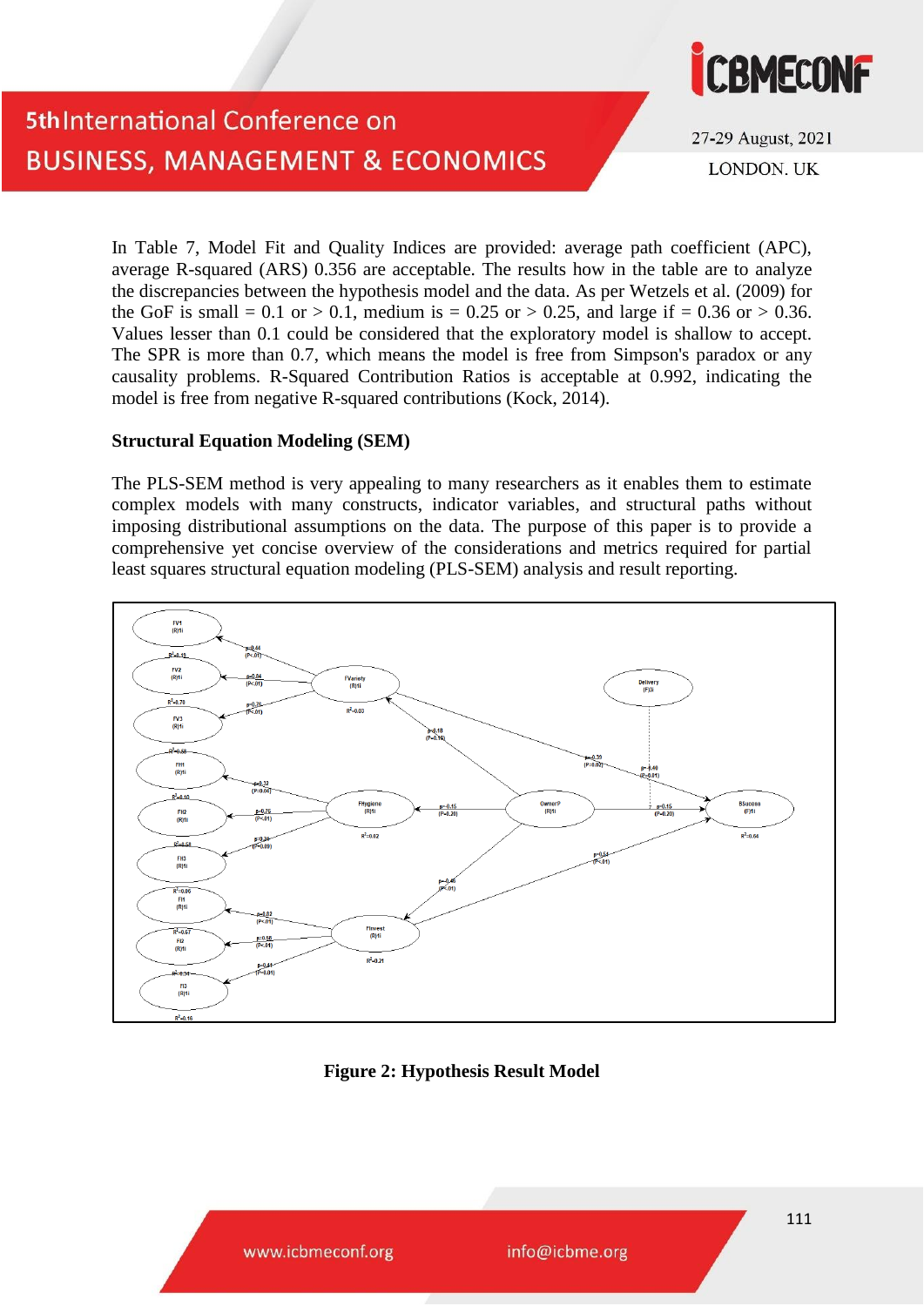In Table 7, Model Fit and Quality Indices are provided: average path coefficient (APC), average R-squared (ARS) 0.356 are acceptable. The results how in the table are to analyze the discrepancies between the hypothesis model and the data. As per Wetzels et al. (2009) for the GoF is small = 0.1 or > 0.1, medium is = 0.25 or > 0.25, and large if = 0.36 or > 0.36. Values lesser than 0.1 could be considered that the exploratory model is shallow to accept. The SPR is more than 0.7, which means the model is free from Simpson's paradox or any causality problems. R-Squared Contribution Ratios is acceptable at 0.992, indicating the model is free from negative R-squared contributions (Kock, 2014).

**Structural Equation Modeling (SEM)**

The PLS-SEM method is very appealing to many researchers as it enables them to estimate complex models with many constructs, indicator variables, and structural paths without imposing distributional assumptions on the data. The purpose of this paper is to provide a comprehensive yet concise overview of the considerations and metrics required for partial least squares structural equation modeling (PLS-SEM) analysis and result reporting.

**Figure 2: Hypothesis Result Model**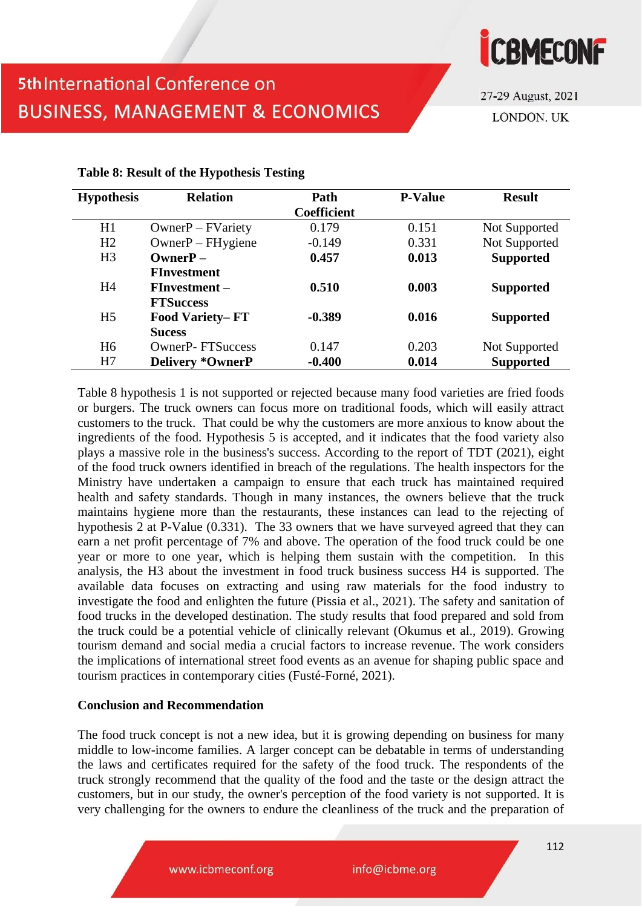**Table 8: Result of the Hypothesis Testing**

| Hypothesis | Relation | Path Coefficient | P-Value | Result |
|---|---|---|---|---|
| H1 | OwnerP – FVariety | 0.179 | 0.151 | Not Supported |
| H2 | OwnerP – FHygiene | -0.149 | 0.331 | Not Supported |
| H3 | **OwnerP – FInvestment** | **0.457** | **0.013** | **Supported** |
| H4 | **FInvestment – FTSuccess** | **0.510** | **0.003** | **Supported** |
| H5 | **Food Variety– FT Sucess** | **-0.389** | **0.016** | **Supported** |
| H6 | OwnerP- FTSuccess | 0.147 | 0.203 | Not Supported |
| H7 | **Delivery *OwnerP** | **-0.400** | **0.014** | **Supported** |

Table 8 hypothesis 1 is not supported or rejected because many food varieties are fried foods or burgers. The truck owners can focus more on traditional foods, which will easily attract customers to the truck. That could be why the customers are more anxious to know about the ingredients of the food. Hypothesis 5 is accepted, and it indicates that the food variety also plays a massive role in the business's success. According to the report of TDT (2021), eight of the food truck owners identified in breach of the regulations. The health inspectors for the Ministry have undertaken a campaign to ensure that each truck has maintained required health and safety standards. Though in many instances, the owners believe that the truck maintains hygiene more than the restaurants, these instances can lead to the rejecting of hypothesis 2 at P-Value (0.331). The 33 owners that we have surveyed agreed that they can earn a net profit percentage of 7% and above. The operation of the food truck could be one year or more to one year, which is helping them sustain with the competition. In this analysis, the H3 about the investment in food truck business success H4 is supported. The available data focuses on extracting and using raw materials for the food industry to investigate the food and enlighten the future (Pissia et al., 2021). The safety and sanitation of food trucks in the developed destination. The study results that food prepared and sold from the truck could be a potential vehicle of clinically relevant (Okumus et al., 2019). Growing tourism demand and social media a crucial factors to increase revenue. The work considers the implications of international street food events as an avenue for shaping public space and tourism practices in contemporary cities (Fusté-Forné, 2021).

## Conclusion and Recommendation

The food truck concept is not a new idea, but it is growing depending on business for many middle to low-income families. A larger concept can be debatable in terms of understanding the laws and certificates required for the safety of the food truck. The respondents of the truck strongly recommend that the quality of the food and the taste or the design attract the customers, but in our study, the owner's perception of the food variety is not supported. It is very challenging for the owners to endure the cleanliness of the truck and the preparation of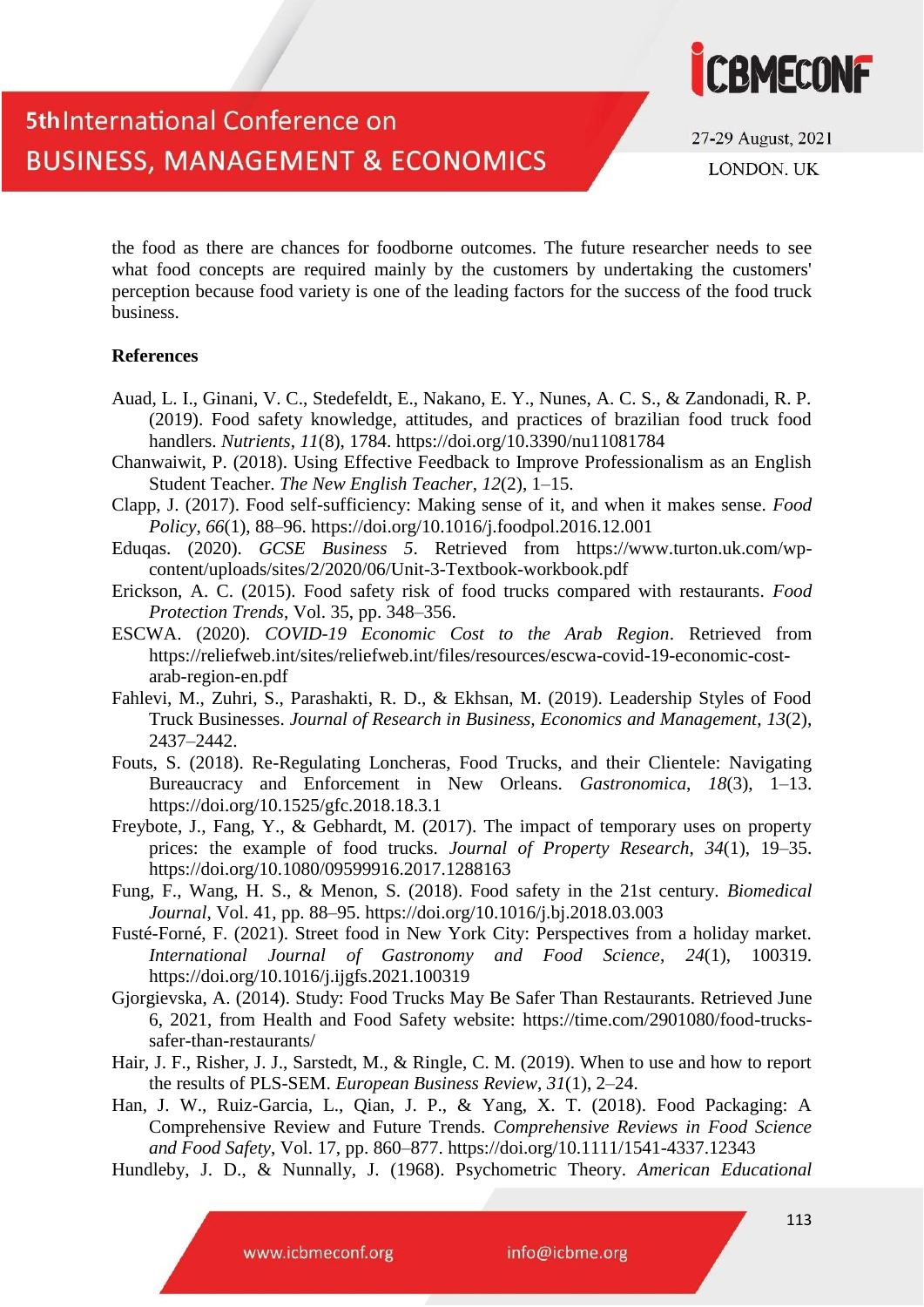the food as there are chances for foodborne outcomes. The future researcher needs to see what food concepts are required mainly by the customers by undertaking the customers' perception because food variety is one of the leading factors for the success of the food truck business.

## References

Auad, L. I., Ginani, V. C., Stedefeldt, E., Nakano, E. Y., Nunes, A. C. S., & Zandonadi, R. P. (2019). Food safety knowledge, attitudes, and practices of brazilian food truck food handlers. *Nutrients*, *11*(8), 1784. https://doi.org/10.3390/nu11081784

Chanwaiwit, P. (2018). Using Effective Feedback to Improve Professionalism as an English Student Teacher. *The New English Teacher*, *12*(2), 1–15.

Clapp, J. (2017). Food self-sufficiency: Making sense of it, and when it makes sense. *Food Policy*, *66*(1), 88–96. https://doi.org/10.1016/j.foodpol.2016.12.001

Eduqas. (2020). *GCSE Business 5*. Retrieved from https://www.turton.uk.com/wp-content/uploads/sites/2/2020/06/Unit-3-Textbook-workbook.pdf

Erickson, A. C. (2015). Food safety risk of food trucks compared with restaurants. *Food Protection Trends*, Vol. 35, pp. 348–356.

ESCWA. (2020). *COVID-19 Economic Cost to the Arab Region*. Retrieved from https://reliefweb.int/sites/reliefweb.int/files/resources/escwa-covid-19-economic-cost-arab-region-en.pdf

Fahlevi, M., Zuhri, S., Parashakti, R. D., & Ekhsan, M. (2019). Leadership Styles of Food Truck Businesses. *Journal of Research in Business, Economics and Management*, *13*(2), 2437–2442.

Fouts, S. (2018). Re-Regulating Loncheras, Food Trucks, and their Clientele: Navigating Bureaucracy and Enforcement in New Orleans. *Gastronomica*, *18*(3), 1–13. https://doi.org/10.1525/gfc.2018.18.3.1

Freybote, J., Fang, Y., & Gebhardt, M. (2017). The impact of temporary uses on property prices: the example of food trucks. *Journal of Property Research*, *34*(1), 19–35. https://doi.org/10.1080/09599916.2017.1288163

Fung, F., Wang, H. S., & Menon, S. (2018). Food safety in the 21st century. *Biomedical Journal*, Vol. 41, pp. 88–95. https://doi.org/10.1016/j.bj.2018.03.003

Fusté-Forné, F. (2021). Street food in New York City: Perspectives from a holiday market. *International Journal of Gastronomy and Food Science*, *24*(1), 100319. https://doi.org/10.1016/j.ijgfs.2021.100319

Gjorgievska, A. (2014). Study: Food Trucks May Be Safer Than Restaurants. Retrieved June 6, 2021, from Health and Food Safety website: https://time.com/2901080/food-trucks-safer-than-restaurants/

Hair, J. F., Risher, J. J., Sarstedt, M., & Ringle, C. M. (2019). When to use and how to report the results of PLS-SEM. *European Business Review*, *31*(1), 2–24.

Han, J. W., Ruiz-Garcia, L., Qian, J. P., & Yang, X. T. (2018). Food Packaging: A Comprehensive Review and Future Trends. *Comprehensive Reviews in Food Science and Food Safety*, Vol. 17, pp. 860–877. https://doi.org/10.1111/1541-4337.12343

Hundleby, J. D., & Nunnally, J. (1968). Psychometric Theory. *American Educational*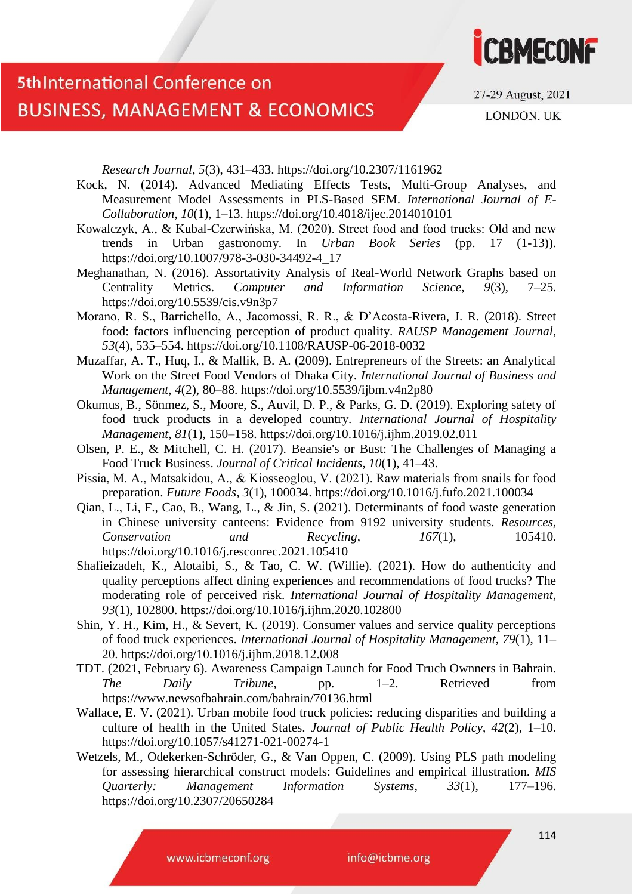*Research Journal*, *5*(3), 431–433. https://doi.org/10.2307/1161962

Kock, N. (2014). Advanced Mediating Effects Tests, Multi-Group Analyses, and Measurement Model Assessments in PLS-Based SEM. *International Journal of E-Collaboration*, *10*(1), 1–13. https://doi.org/10.4018/ijec.2014010101

Kowalczyk, A., & Kubal-Czerwińska, M. (2020). Street food and food trucks: Old and new trends in Urban gastronomy. In *Urban Book Series* (pp. 17 (1-13)). https://doi.org/10.1007/978-3-030-34492-4_17

Meghanathan, N. (2016). Assortativity Analysis of Real-World Network Graphs based on Centrality Metrics. *Computer and Information Science*, *9*(3), 7–25. https://doi.org/10.5539/cis.v9n3p7

Morano, R. S., Barrichello, A., Jacomossi, R. R., & D'Acosta-Rivera, J. R. (2018). Street food: factors influencing perception of product quality. *RAUSP Management Journal*, *53*(4), 535–554. https://doi.org/10.1108/RAUSP-06-2018-0032

Muzaffar, A. T., Huq, I., & Mallik, B. A. (2009). Entrepreneurs of the Streets: an Analytical Work on the Street Food Vendors of Dhaka City. *International Journal of Business and Management*, *4*(2), 80–88. https://doi.org/10.5539/ijbm.v4n2p80

Okumus, B., Sönmez, S., Moore, S., Auvil, D. P., & Parks, G. D. (2019). Exploring safety of food truck products in a developed country. *International Journal of Hospitality Management*, *81*(1), 150–158. https://doi.org/10.1016/j.ijhm.2019.02.011

Olsen, P. E., & Mitchell, C. H. (2017). Beansie's or Bust: The Challenges of Managing a Food Truck Business. *Journal of Critical Incidents*, *10*(1), 41–43.

Pissia, M. A., Matsakidou, A., & Kiosseoglou, V. (2021). Raw materials from snails for food preparation. *Future Foods*, *3*(1), 100034. https://doi.org/10.1016/j.fufo.2021.100034

Qian, L., Li, F., Cao, B., Wang, L., & Jin, S. (2021). Determinants of food waste generation in Chinese university canteens: Evidence from 9192 university students. *Resources, Conservation and Recycling*, *167*(1), 105410. https://doi.org/10.1016/j.resconrec.2021.105410

Shafieizadeh, K., Alotaibi, S., & Tao, C. W. (Willie). (2021). How do authenticity and quality perceptions affect dining experiences and recommendations of food trucks? The moderating role of perceived risk. *International Journal of Hospitality Management*, *93*(1), 102800. https://doi.org/10.1016/j.ijhm.2020.102800

Shin, Y. H., Kim, H., & Severt, K. (2019). Consumer values and service quality perceptions of food truck experiences. *International Journal of Hospitality Management*, *79*(1), 11–20. https://doi.org/10.1016/j.ijhm.2018.12.008

TDT. (2021, February 6). Awareness Campaign Launch for Food Truch Ownners in Bahrain. *The Daily Tribune*, pp. 1–2. Retrieved from https://www.newsofbahrain.com/bahrain/70136.html

Wallace, E. V. (2021). Urban mobile food truck policies: reducing disparities and building a culture of health in the United States. *Journal of Public Health Policy*, *42*(2), 1–10. https://doi.org/10.1057/s41271-021-00274-1

Wetzels, M., Odekerken-Schröder, G., & Van Oppen, C. (2009). Using PLS path modeling for assessing hierarchical construct models: Guidelines and empirical illustration. *MIS Quarterly: Management Information Systems*, *33*(1), 177–196. https://doi.org/10.2307/20650284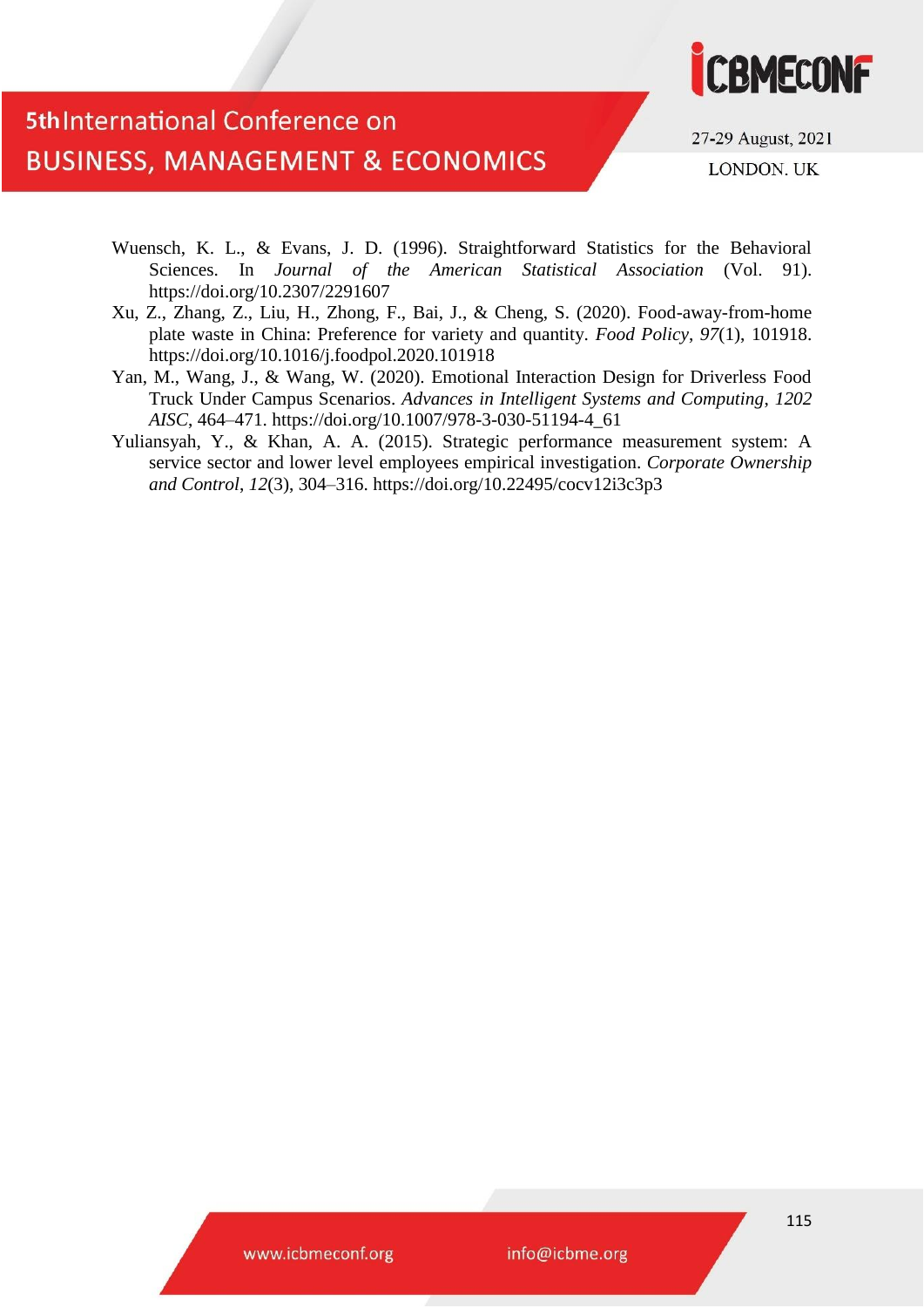Wuensch, K. L., & Evans, J. D. (1996). Straightforward Statistics for the Behavioral Sciences. In *Journal of the American Statistical Association* (Vol. 91). https://doi.org/10.2307/2291607

Xu, Z., Zhang, Z., Liu, H., Zhong, F., Bai, J., & Cheng, S. (2020). Food-away-from-home plate waste in China: Preference for variety and quantity. *Food Policy*, *97*(1), 101918. https://doi.org/10.1016/j.foodpol.2020.101918

Yan, M., Wang, J., & Wang, W. (2020). Emotional Interaction Design for Driverless Food Truck Under Campus Scenarios. *Advances in Intelligent Systems and Computing*, *1202 AISC*, 464–471. https://doi.org/10.1007/978-3-030-51194-4_61

Yuliansyah, Y., & Khan, A. A. (2015). Strategic performance measurement system: A service sector and lower level employees empirical investigation. *Corporate Ownership and Control*, *12*(3), 304–316. https://doi.org/10.22495/cocv12i3c3p3